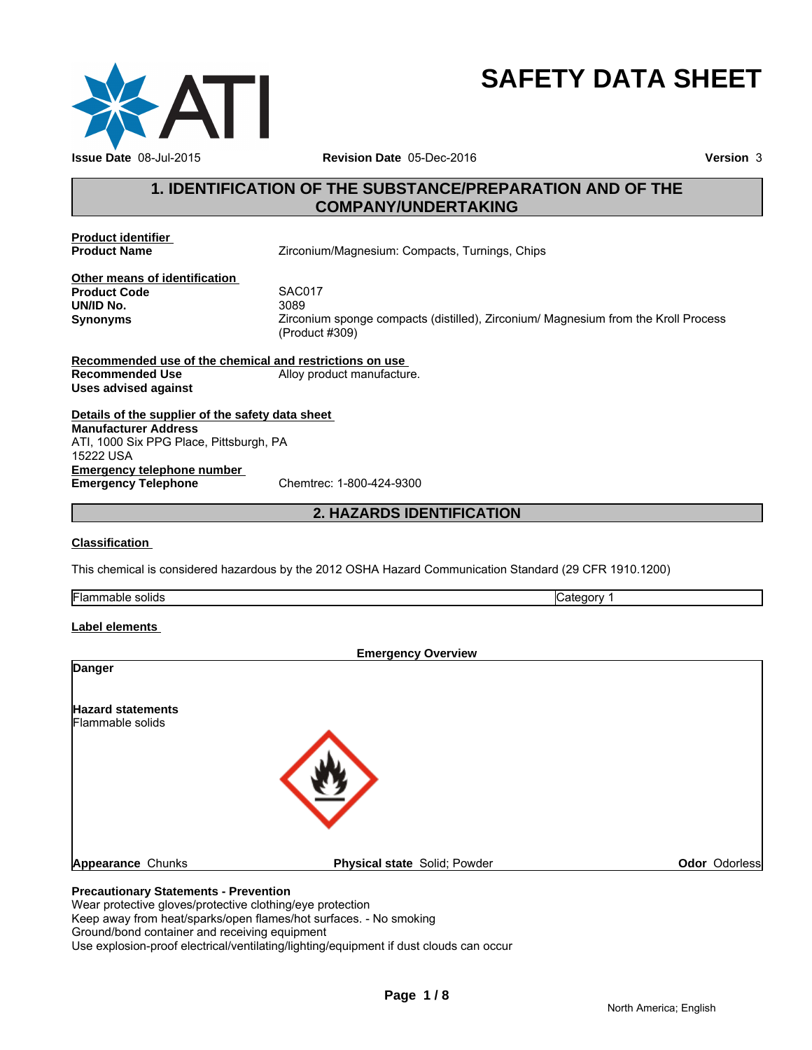# SAFETY DATA SHEET

**Issue Date** 08-Jul-2015 **Revision Date** 05-Dec-2016 **Version** 3

## 1. IDENTIFICATION OF THE SUBSTANCE/PREPARATION AND OF THE COMPANY/UNDERTAKING

**Product identifier**

**Product Name** Zirconium/Magnesium: Compacts, Turnings, Chips

**Other means of identification**

**Product Code** SAC017

**UN/ID No.** 3089

**Synonyms** Zirconium sponge compacts (distilled), Zirconium/ Magnesium from the Kroll Process (Product #309)

**Recommended use of the chemical and restrictions on use**

**Recommended Use** Alloy product manufacture.

**Uses advised against**

**Details of the supplier of the safety data sheet**

**Manufacturer Address**
ATI, 1000 Six PPG Place, Pittsburgh, PA
15222 USA

**Emergency telephone number**

**Emergency Telephone** Chemtrec: 1-800-424-9300

## 2. HAZARDS IDENTIFICATION

**Classification**

This chemical is considered hazardous by the 2012 OSHA Hazard Communication Standard (29 CFR 1910.1200)

| Flammable solids | Category 1 |
| --- | --- |

**Label elements**

**Emergency Overview**

**Danger**

**Hazard statements**
Flammable solids

**Appearance** Chunks **Physical state** Solid; Powder **Odor** Odorless

**Precautionary Statements - Prevention**
Wear protective gloves/protective clothing/eye protection
Keep away from heat/sparks/open flames/hot surfaces. - No smoking
Ground/bond container and receiving equipment
Use explosion-proof electrical/ventilating/lighting/equipment if dust clouds can occur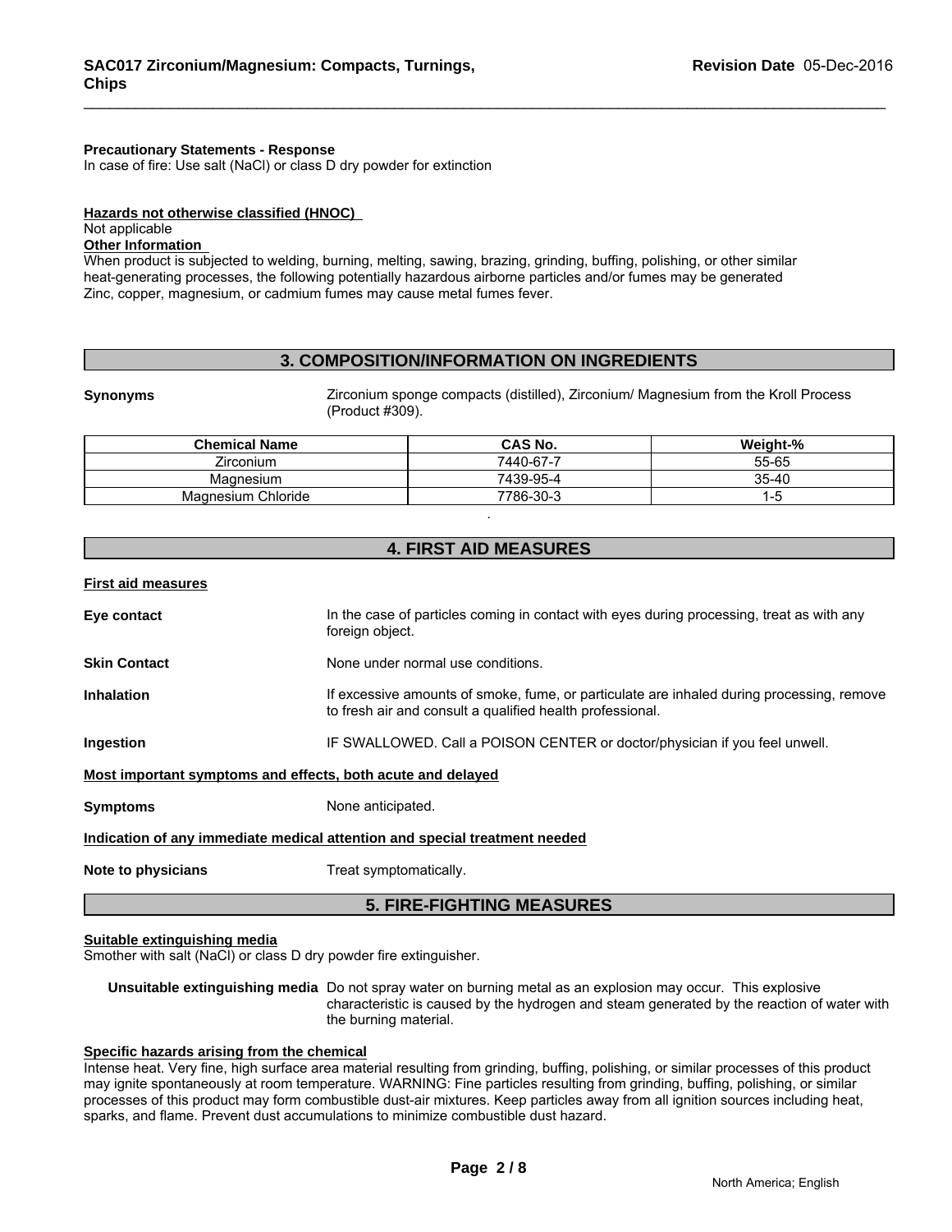**Precautionary Statements - Response**
In case of fire: Use salt (NaCl) or class D dry powder for extinction

**Hazards not otherwise classified (HNOC)**
Not applicable
**Other Information**
When product is subjected to welding, burning, melting, sawing, brazing, grinding, buffing, polishing, or other similar heat-generating processes, the following potentially hazardous airborne particles and/or fumes may be generated
Zinc, copper, magnesium, or cadmium fumes may cause metal fumes fever.

## 3. COMPOSITION/INFORMATION ON INGREDIENTS

**Synonyms** Zirconium sponge compacts (distilled), Zirconium/ Magnesium from the Kroll Process (Product #309).

| Chemical Name | CAS No. | Weight-% |
|---|---|---|
| Zirconium | 7440-67-7 | 55-65 |
| Magnesium | 7439-95-4 | 35-40 |
| Magnesium Chloride | 7786-30-3 | 1-5 |

.

## 4. FIRST AID MEASURES

**First aid measures**

**Eye contact** In the case of particles coming in contact with eyes during processing, treat as with any foreign object.

**Skin Contact** None under normal use conditions.

**Inhalation** If excessive amounts of smoke, fume, or particulate are inhaled during processing, remove to fresh air and consult a qualified health professional.

**Ingestion** IF SWALLOWED. Call a POISON CENTER or doctor/physician if you feel unwell.

**Most important symptoms and effects, both acute and delayed**

**Symptoms** None anticipated.

**Indication of any immediate medical attention and special treatment needed**

**Note to physicians** Treat symptomatically.

## 5. FIRE-FIGHTING MEASURES

**Suitable extinguishing media**
Smother with salt (NaCl) or class D dry powder fire extinguisher.

**Unsuitable extinguishing media** Do not spray water on burning metal as an explosion may occur. This explosive characteristic is caused by the hydrogen and steam generated by the reaction of water with the burning material.

**Specific hazards arising from the chemical**
Intense heat. Very fine, high surface area material resulting from grinding, buffing, polishing, or similar processes of this product may ignite spontaneously at room temperature. WARNING: Fine particles resulting from grinding, buffing, polishing, or similar processes of this product may form combustible dust-air mixtures. Keep particles away from all ignition sources including heat, sparks, and flame. Prevent dust accumulations to minimize combustible dust hazard.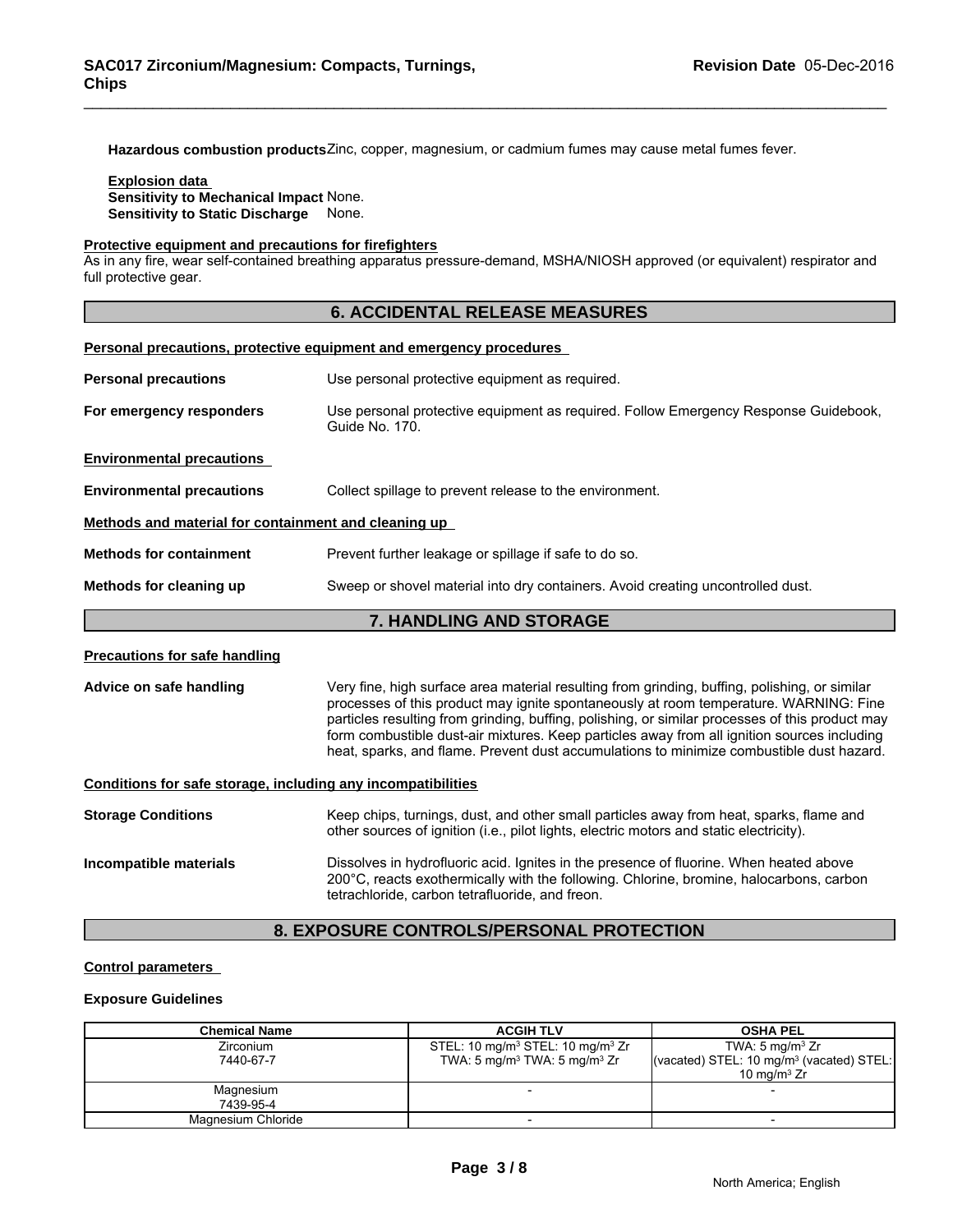**Hazardous combustion products** Zinc, copper, magnesium, or cadmium fumes may cause metal fumes fever.

**Explosion data**
**Sensitivity to Mechanical Impact** None.
**Sensitivity to Static Discharge** None.

**Protective equipment and precautions for firefighters**
As in any fire, wear self-contained breathing apparatus pressure-demand, MSHA/NIOSH approved (or equivalent) respirator and full protective gear.

## 6. ACCIDENTAL RELEASE MEASURES

**Personal precautions, protective equipment and emergency procedures**

**Personal precautions** Use personal protective equipment as required.

**For emergency responders** Use personal protective equipment as required. Follow Emergency Response Guidebook, Guide No. 170.

**Environmental precautions**

**Environmental precautions** Collect spillage to prevent release to the environment.

**Methods and material for containment and cleaning up**

**Methods for containment** Prevent further leakage or spillage if safe to do so.

**Methods for cleaning up** Sweep or shovel material into dry containers. Avoid creating uncontrolled dust.

## 7. HANDLING AND STORAGE

**Precautions for safe handling**

**Advice on safe handling** Very fine, high surface area material resulting from grinding, buffing, polishing, or similar processes of this product may ignite spontaneously at room temperature. WARNING: Fine particles resulting from grinding, buffing, polishing, or similar processes of this product may form combustible dust-air mixtures. Keep particles away from all ignition sources including heat, sparks, and flame. Prevent dust accumulations to minimize combustible dust hazard.

**Conditions for safe storage, including any incompatibilities**

**Storage Conditions** Keep chips, turnings, dust, and other small particles away from heat, sparks, flame and other sources of ignition (i.e., pilot lights, electric motors and static electricity).

**Incompatible materials** Dissolves in hydrofluoric acid. Ignites in the presence of fluorine. When heated above 200°C, reacts exothermically with the following. Chlorine, bromine, halocarbons, carbon tetrachloride, carbon tetrafluoride, and freon.

## 8. EXPOSURE CONTROLS/PERSONAL PROTECTION

**Control parameters**

**Exposure Guidelines**

| Chemical Name | ACGIH TLV | OSHA PEL |
|---|---|---|
| Zirconium<br>7440-67-7 | STEL: 10 mg/m³ STEL: 10 mg/m³ Zr<br>TWA: 5 mg/m³ TWA: 5 mg/m³ Zr | TWA: 5 mg/m³ Zr<br>(vacated) STEL: 10 mg/m³ (vacated) STEL: 10 mg/m³ Zr |
| Magnesium<br>7439-95-4 | - | - |
| Magnesium Chloride | - | - |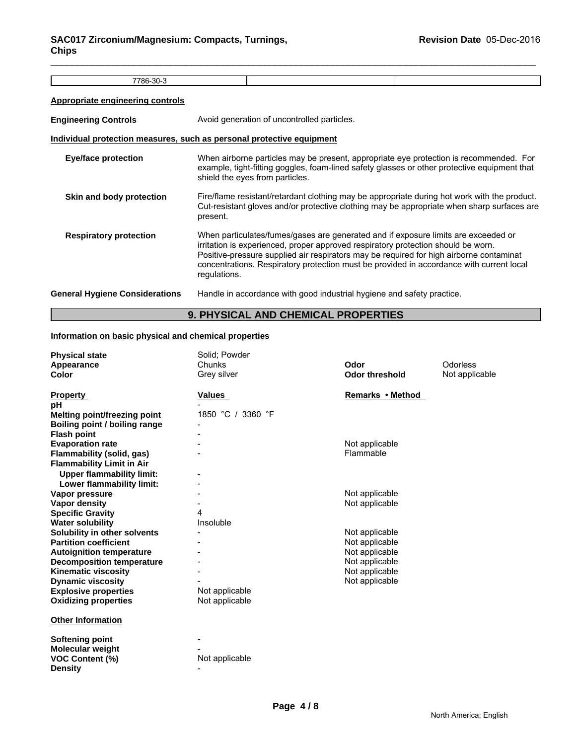| 7786-30-3 | | |
|---|---|---|

**Appropriate engineering controls**

**Engineering Controls** Avoid generation of uncontrolled particles.

**Individual protection measures, such as personal protective equipment**

**Eye/face protection** When airborne particles may be present, appropriate eye protection is recommended. For example, tight-fitting goggles, foam-lined safety glasses or other protective equipment that shield the eyes from particles.

**Skin and body protection** Fire/flame resistant/retardant clothing may be appropriate during hot work with the product. Cut-resistant gloves and/or protective clothing may be appropriate when sharp surfaces are present.

**Respiratory protection** When particulates/fumes/gases are generated and if exposure limits are exceeded or irritation is experienced, proper approved respiratory protection should be worn. Positive-pressure supplied air respirators may be required for high airborne contaminat concentrations. Respiratory protection must be provided in accordance with current local regulations.

**General Hygiene Considerations** Handle in accordance with good industrial hygiene and safety practice.

## 9. PHYSICAL AND CHEMICAL PROPERTIES

**Information on basic physical and chemical properties**

| | | | |
|---|---|---|---|
| **Physical state** | Solid; Powder | | |
| **Appearance** | Chunks | **Odor** | Odorless |
| **Color** | Grey silver | **Odor threshold** | Not applicable |

| **Property** | **Values** | **Remarks • Method** |
|---|---|---|
| **pH** | - | |
| **Melting point/freezing point** | 1850 °C / 3360 °F | |
| **Boiling point / boiling range** | - | |
| **Flash point** | - | |
| **Evaporation rate** | - | Not applicable |
| **Flammability (solid, gas)** | - | Flammable |
| **Flammability Limit in Air** | | |
| **Upper flammability limit:** | - | |
| **Lower flammability limit:** | - | |
| **Vapor pressure** | - | Not applicable |
| **Vapor density** | - | Not applicable |
| **Specific Gravity** | 4 | |
| **Water solubility** | Insoluble | |
| **Solubility in other solvents** | - | Not applicable |
| **Partition coefficient** | - | Not applicable |
| **Autoignition temperature** | - | Not applicable |
| **Decomposition temperature** | - | Not applicable |
| **Kinematic viscosity** | - | Not applicable |
| **Dynamic viscosity** | - | Not applicable |
| **Explosive properties** | Not applicable | |
| **Oxidizing properties** | Not applicable | |

**Other Information**

| | |
|---|---|
| **Softening point** | - |
| **Molecular weight** | - |
| **VOC Content (%)** | Not applicable |
| **Density** | - |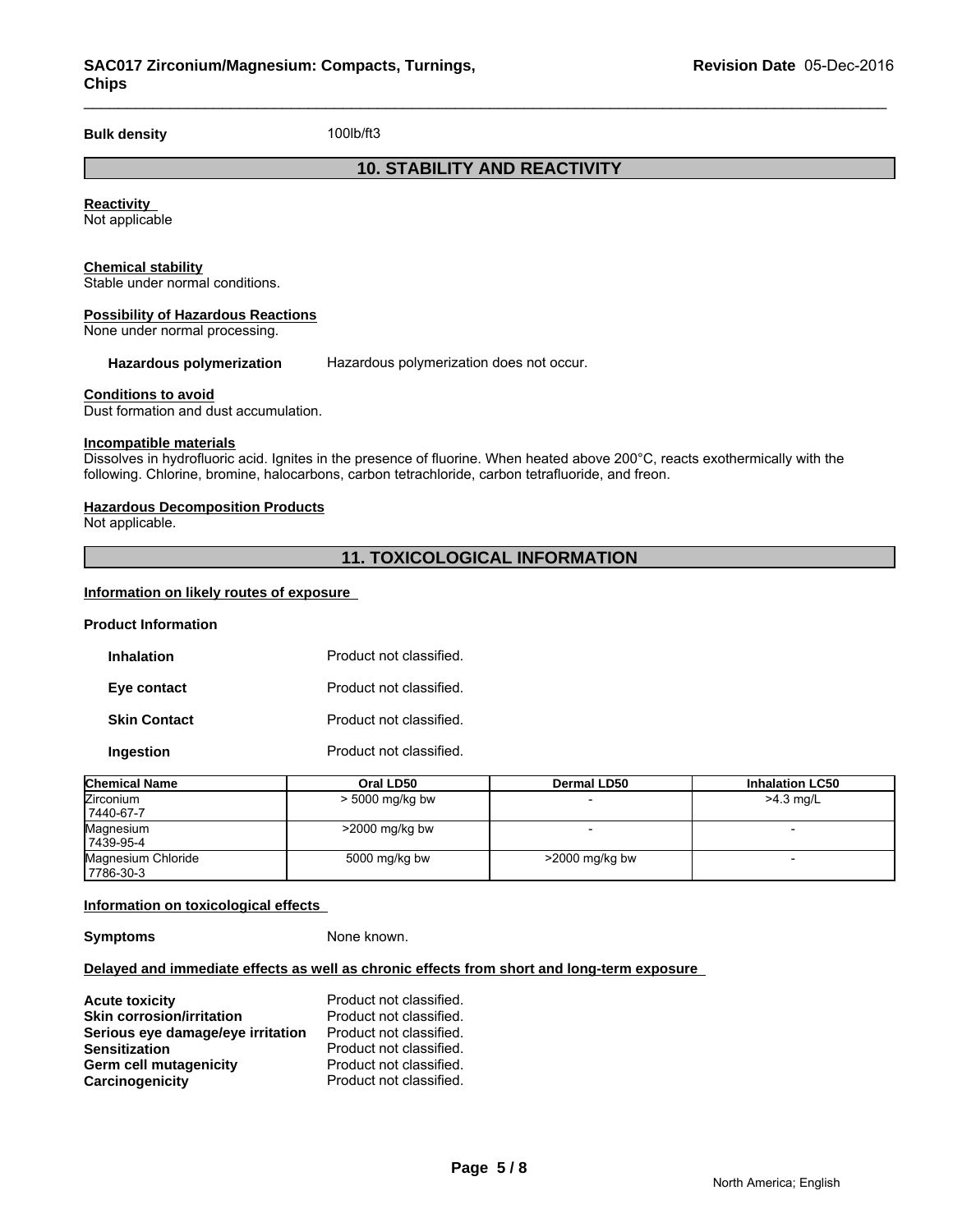**Bulk density** 100lb/ft3

## 10. STABILITY AND REACTIVITY

**Reactivity**
Not applicable

**Chemical stability**
Stable under normal conditions.

**Possibility of Hazardous Reactions**
None under normal processing.

**Hazardous polymerization** Hazardous polymerization does not occur.

**Conditions to avoid**
Dust formation and dust accumulation.

**Incompatible materials**
Dissolves in hydrofluoric acid. Ignites in the presence of fluorine. When heated above 200°C, reacts exothermically with the following. Chlorine, bromine, halocarbons, carbon tetrachloride, carbon tetrafluoride, and freon.

**Hazardous Decomposition Products**
Not applicable.

## 11. TOXICOLOGICAL INFORMATION

**Information on likely routes of exposure**

**Product Information**

**Inhalation** Product not classified.

**Eye contact** Product not classified.

**Skin Contact** Product not classified.

**Ingestion** Product not classified.

| Chemical Name | Oral LD50 | Dermal LD50 | Inhalation LC50 |
|---|---|---|---|
| Zirconium 7440-67-7 | > 5000 mg/kg bw | - | >4.3 mg/L |
| Magnesium 7439-95-4 | >2000 mg/kg bw | - | - |
| Magnesium Chloride 7786-30-3 | 5000 mg/kg bw | >2000 mg/kg bw | - |

**Information on toxicological effects**

**Symptoms** None known.

**Delayed and immediate effects as well as chronic effects from short and long-term exposure**

**Acute toxicity** Product not classified.
**Skin corrosion/irritation** Product not classified.
**Serious eye damage/eye irritation** Product not classified.
**Sensitization** Product not classified.
**Germ cell mutagenicity** Product not classified.
**Carcinogenicity** Product not classified.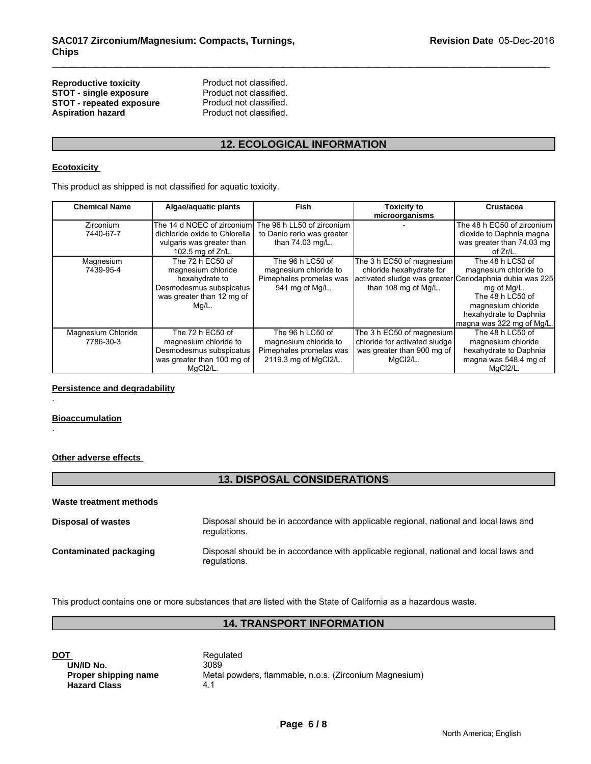| | |
|---|---|
| **Reproductive toxicity** | Product not classified. |
| **STOT - single exposure** | Product not classified. |
| **STOT - repeated exposure** | Product not classified. |
| **Aspiration hazard** | Product not classified. |

## 12. ECOLOGICAL INFORMATION

**Ecotoxicity**

This product as shipped is not classified for aquatic toxicity.

| Chemical Name | Algae/aquatic plants | Fish | Toxicity to microorganisms | Crustacea |
|---|---|---|---|---|
| Zirconium 7440-67-7 | The 14 d NOEC of zirconium dichloride oxide to Chlorella vulgaris was greater than 102.5 mg of Zr/L. | The 96 h LL50 of zirconium to Danio rerio was greater than 74.03 mg/L. | - | The 48 h EC50 of zirconium dioxide to Daphnia magna was greater than 74.03 mg of Zr/L. |
| Magnesium 7439-95-4 | The 72 h EC50 of magnesium chloride hexahydrate to Desmodesmus subspicatus was greater than 12 mg of Mg/L. | The 96 h LC50 of magnesium chloride to Pimephales promelas was 541 mg of Mg/L. | The 3 h EC50 of magnesium chloride hexahydrate for activated sludge was greater than 108 mg of Mg/L. | The 48 h LC50 of magnesium chloride to Ceriodaphnia dubia was 225 mg of Mg/L. The 48 h LC50 of magnesium chloride hexahydrate to Daphnia magna was 322 mg of Mg/L. |
| Magnesium Chloride 7786-30-3 | The 72 h EC50 of magnesium chloride to Desmodesmus subspicatus was greater than 100 mg of MgCl2/L. | The 96 h LC50 of magnesium chloride to Pimephales promelas was 2119.3 mg of MgCl2/L. | The 3 h EC50 of magnesium chloride for activated sludge was greater than 900 mg of MgCl2/L. | The 48 h LC50 of magnesium chloride hexahydrate to Daphnia magna was 548.4 mg of MgCl2/L. |

**Persistence and degradability**

.

**Bioaccumulation**

.

**Other adverse effects**

## 13. DISPOSAL CONSIDERATIONS

**Waste treatment methods**

| | |
|---|---|
| **Disposal of wastes** | Disposal should be in accordance with applicable regional, national and local laws and regulations. |
| **Contaminated packaging** | Disposal should be in accordance with applicable regional, national and local laws and regulations. |

This product contains one or more substances that are listed with the State of California as a hazardous waste.

## 14. TRANSPORT INFORMATION

| | |
|---|---|
| **DOT** | Regulated |
| **UN/ID No.** | 3089 |
| **Proper shipping name** | Metal powders, flammable, n.o.s. (Zirconium Magnesium) |
| **Hazard Class** | 4.1 |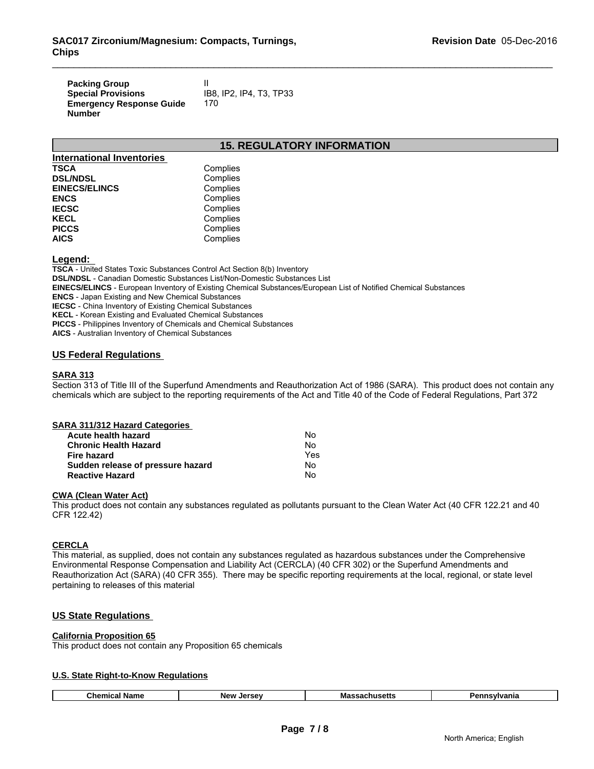| | |
|---|---|
| **Packing Group** | II |
| **Special Provisions** | IB8, IP2, IP4, T3, TP33 |
| **Emergency Response Guide Number** | 170 |

## 15. REGULATORY INFORMATION

### International Inventories

| | |
|---|---|
| **TSCA** | Complies |
| **DSL/NDSL** | Complies |
| **EINECS/ELINCS** | Complies |
| **ENCS** | Complies |
| **IECSC** | Complies |
| **KECL** | Complies |
| **PICCS** | Complies |
| **AICS** | Complies |

### Legend:

**TSCA** - United States Toxic Substances Control Act Section 8(b) Inventory
**DSL/NDSL** - Canadian Domestic Substances List/Non-Domestic Substances List
**EINECS/ELINCS** - European Inventory of Existing Chemical Substances/European List of Notified Chemical Substances
**ENCS** - Japan Existing and New Chemical Substances
**IECSC** - China Inventory of Existing Chemical Substances
**KECL** - Korean Existing and Evaluated Chemical Substances
**PICCS** - Philippines Inventory of Chemicals and Chemical Substances
**AICS** - Australian Inventory of Chemical Substances

### US Federal Regulations

**SARA 313**

Section 313 of Title III of the Superfund Amendments and Reauthorization Act of 1986 (SARA). This product does not contain any chemicals which are subject to the reporting requirements of the Act and Title 40 of the Code of Federal Regulations, Part 372

**SARA 311/312 Hazard Categories**

| | |
|---|---|
| **Acute health hazard** | No |
| **Chronic Health Hazard** | No |
| **Fire hazard** | Yes |
| **Sudden release of pressure hazard** | No |
| **Reactive Hazard** | No |

**CWA (Clean Water Act)**

This product does not contain any substances regulated as pollutants pursuant to the Clean Water Act (40 CFR 122.21 and 40 CFR 122.42)

**CERCLA**

This material, as supplied, does not contain any substances regulated as hazardous substances under the Comprehensive Environmental Response Compensation and Liability Act (CERCLA) (40 CFR 302) or the Superfund Amendments and Reauthorization Act (SARA) (40 CFR 355). There may be specific reporting requirements at the local, regional, or state level pertaining to releases of this material

### US State Regulations

**California Proposition 65**

This product does not contain any Proposition 65 chemicals

**U.S. State Right-to-Know Regulations**

| Chemical Name | New Jersey | Massachusetts | Pennsylvania |
|---|---|---|---|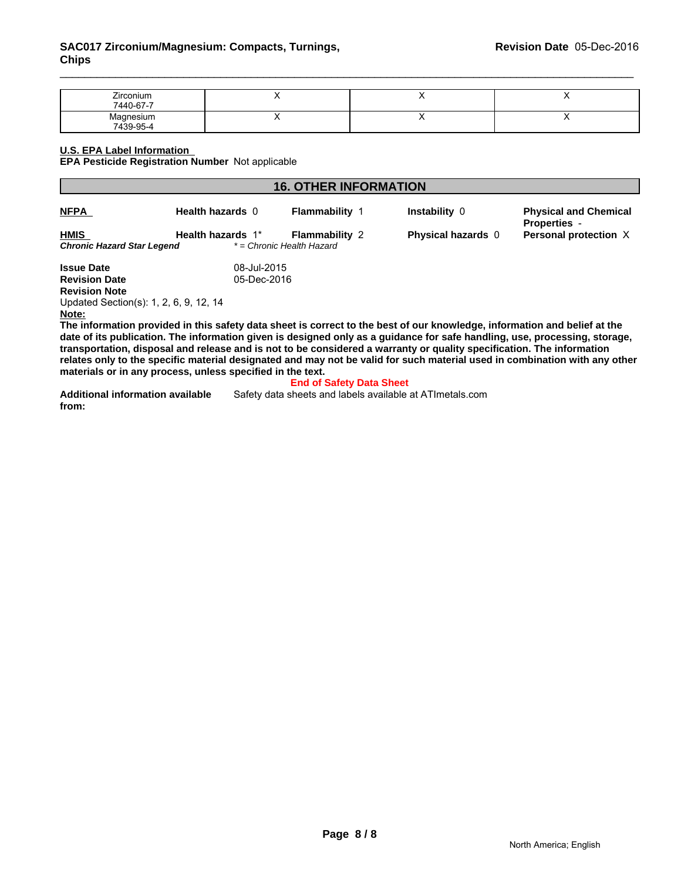| | | | |
|---|---|---|---|
| Zirconium 7440-67-7 | X | X | X |
| Magnesium 7439-95-4 | X | X | X |

**U.S. EPA Label Information**

**EPA Pesticide Registration Number** Not applicable

## 16. OTHER INFORMATION

| | | | | |
|---|---|---|---|---|
| **NFPA** | **Health hazards** 0 | **Flammability** 1 | **Instability** 0 | **Physical and Chemical Properties** - |
| **HMIS** | **Health hazards** 1* | **Flammability** 2 | **Physical hazards** 0 | **Personal protection** X |

***Chronic Hazard Star Legend*** *\* = Chronic Health Hazard*

**Issue Date** 08-Jul-2015

**Revision Date** 05-Dec-2016

**Revision Note**

Updated Section(s): 1, 2, 6, 9, 12, 14

**Note:**

**The information provided in this safety data sheet is correct to the best of our knowledge, information and belief at the date of its publication. The information given is designed only as a guidance for safe handling, use, processing, storage, transportation, disposal and release and is not to be considered a warranty or quality specification. The information relates only to the specific material designated and may not be valid for such material used in combination with any other materials or in any process, unless specified in the text.**

**End of Safety Data Sheet**

**Additional information available from:** Safety data sheets and labels available at ATImetals.com